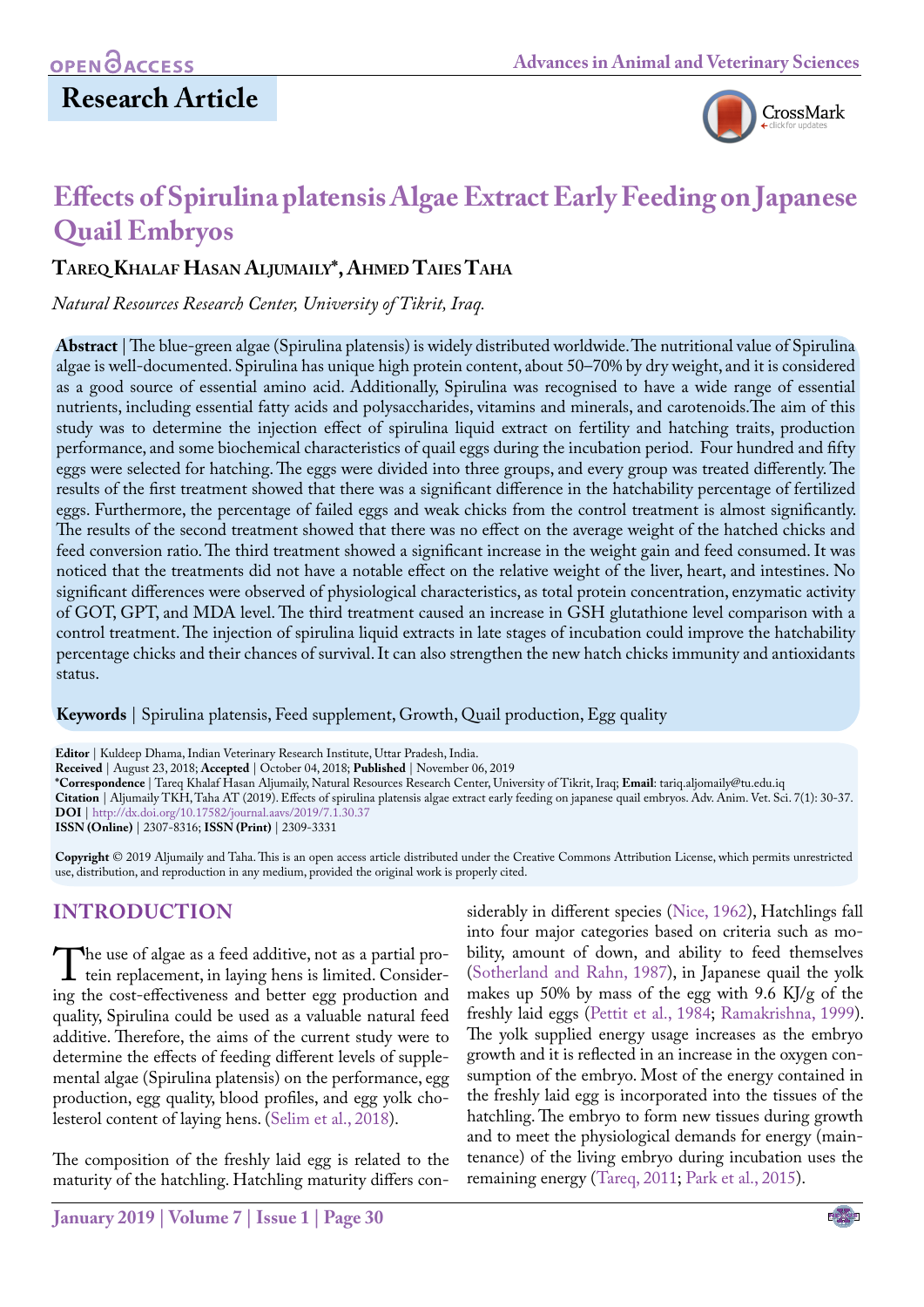**Research Article**

# Effects of Spirulina platensis Algae Extract Early Feeding on Japanese Quail Embryos

**Tareq Khalaf Hasan Aljumaily*, Ahmed Taies Taha**

*Natural Resources Research Center, University of Tikrit, Iraq.*

**Abstract** | The blue-green algae (Spirulina platensis) is widely distributed worldwide. The nutritional value of Spirulina algae is well-documented. Spirulina has unique high protein content, about 50–70% by dry weight, and it is considered as a good source of essential amino acid. Additionally, Spirulina was recognised to have a wide range of essential nutrients, including essential fatty acids and polysaccharides, vitamins and minerals, and carotenoids. The aim of this study was to determine the injection effect of spirulina liquid extract on fertility and hatching traits, production performance, and some biochemical characteristics of quail eggs during the incubation period. Four hundred and fifty eggs were selected for hatching. The eggs were divided into three groups, and every group was treated differently. The results of the first treatment showed that there was a significant difference in the hatchability percentage of fertilized eggs. Furthermore, the percentage of failed eggs and weak chicks from the control treatment is almost significantly. The results of the second treatment showed that there was no effect on the average weight of the hatched chicks and feed conversion ratio. The third treatment showed a significant increase in the weight gain and feed consumed. It was noticed that the treatments did not have a notable effect on the relative weight of the liver, heart, and intestines. No significant differences were observed of physiological characteristics, as total protein concentration, enzymatic activity of GOT, GPT, and MDA level. The third treatment caused an increase in GSH glutathione level comparison with a control treatment. The injection of spirulina liquid extracts in late stages of incubation could improve the hatchability percentage chicks and their chances of survival. It can also strengthen the new hatch chicks immunity and antioxidants status.

**Keywords** | Spirulina platensis, Feed supplement, Growth, Quail production, Egg quality

**Editor** | Kuldeep Dhama, Indian Veterinary Research Institute, Uttar Pradesh, India.
**Received** | August 23, 2018; **Accepted** | October 04, 2018; **Published** | November 06, 2019
***Correspondence** | Tareq Khalaf Hasan Aljumaily, Natural Resources Research Center, University of Tikrit, Iraq; **Email**: tariq.aljomaily@tu.edu.iq
**Citation** | Aljumaily TKH, Taha AT (2019). Effects of spirulina platensis algae extract early feeding on japanese quail embryos. Adv. Anim. Vet. Sci. 7(1): 30-37.
**DOI** | http://dx.doi.org/10.17582/journal.aavs/2019/7.1.30.37
**ISSN (Online)** | 2307-8316; **ISSN (Print)** | 2309-3331

**Copyright** © 2019 Aljumaily and Taha. This is an open access article distributed under the Creative Commons Attribution License, which permits unrestricted use, distribution, and reproduction in any medium, provided the original work is properly cited.

## INTRODUCTION

The use of algae as a feed additive, not as a partial protein replacement, in laying hens is limited. Considering the cost-effectiveness and better egg production and quality, Spirulina could be used as a valuable natural feed additive. Therefore, the aims of the current study were to determine the effects of feeding different levels of supplemental algae (Spirulina platensis) on the performance, egg production, egg quality, blood profiles, and egg yolk cholesterol content of laying hens. (Selim et al., 2018).

The composition of the freshly laid egg is related to the maturity of the hatchling. Hatchling maturity differs considerably in different species (Nice, 1962), Hatchlings fall into four major categories based on criteria such as mobility, amount of down, and ability to feed themselves (Sotherland and Rahn, 1987), in Japanese quail the yolk makes up 50% by mass of the egg with 9.6 KJ/g of the freshly laid eggs (Pettit et al., 1984; Ramakrishna, 1999). The yolk supplied energy usage increases as the embryo growth and it is reflected in an increase in the oxygen consumption of the embryo. Most of the energy contained in the freshly laid egg is incorporated into the tissues of the hatchling. The embryo to form new tissues during growth and to meet the physiological demands for energy (maintenance) of the living embryo during incubation uses the remaining energy (Tareq, 2011; Park et al., 2015).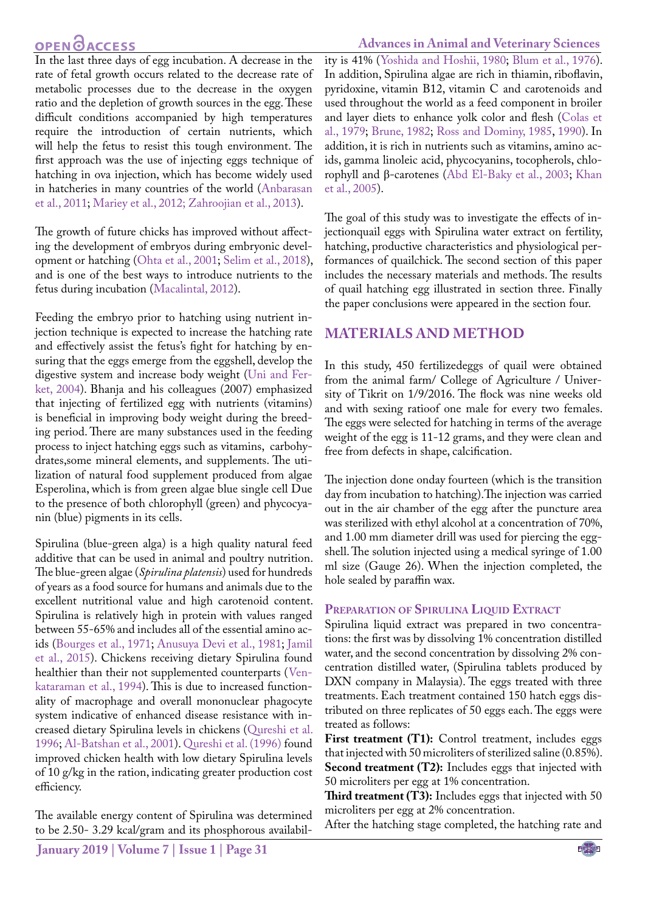In the last three days of egg incubation. A decrease in the rate of fetal growth occurs related to the decrease rate of metabolic processes due to the decrease in the oxygen ratio and the depletion of growth sources in the egg. These difficult conditions accompanied by high temperatures require the introduction of certain nutrients, which will help the fetus to resist this tough environment. The first approach was the use of injecting eggs technique of hatching in ova injection, which has become widely used in hatcheries in many countries of the world (Anbarasan et al., 2011; Mariey et al., 2012; Zahroojian et al., 2013).

The growth of future chicks has improved without affecting the development of embryos during embryonic development or hatching (Ohta et al., 2001; Selim et al., 2018), and is one of the best ways to introduce nutrients to the fetus during incubation (Macalintal, 2012).

Feeding the embryo prior to hatching using nutrient injection technique is expected to increase the hatching rate and effectively assist the fetus's fight for hatching by ensuring that the eggs emerge from the eggshell, develop the digestive system and increase body weight (Uni and Ferket, 2004). Bhanja and his colleagues (2007) emphasized that injecting of fertilized egg with nutrients (vitamins) is beneficial in improving body weight during the breeding period. There are many substances used in the feeding process to inject hatching eggs such as vitamins, carbohydrates,some mineral elements, and supplements. The utilization of natural food supplement produced from algae Esperolina, which is from green algae blue single cell Due to the presence of both chlorophyll (green) and phycocyanin (blue) pigments in its cells.

Spirulina (blue-green alga) is a high quality natural feed additive that can be used in animal and poultry nutrition. The blue-green algae (*Spirulina platensis*) used for hundreds of years as a food source for humans and animals due to the excellent nutritional value and high carotenoid content. Spirulina is relatively high in protein with values ranged between 55-65% and includes all of the essential amino acids (Bourges et al., 1971; Anusuya Devi et al., 1981; Jamil et al., 2015). Chickens receiving dietary Spirulina found healthier than their not supplemented counterparts (Venkataraman et al., 1994). This is due to increased functionality of macrophage and overall mononuclear phagocyte system indicative of enhanced disease resistance with increased dietary Spirulina levels in chickens (Qureshi et al. 1996; Al-Batshan et al., 2001). Qureshi et al. (1996) found improved chicken health with low dietary Spirulina levels of 10 g/kg in the ration, indicating greater production cost efficiency.

The available energy content of Spirulina was determined to be 2.50- 3.29 kcal/gram and its phosphorous availability is 41% (Yoshida and Hoshii, 1980; Blum et al., 1976). In addition, Spirulina algae are rich in thiamin, riboflavin, pyridoxine, vitamin B12, vitamin C and carotenoids and used throughout the world as a feed component in broiler and layer diets to enhance yolk color and flesh (Colas et al., 1979; Brune, 1982; Ross and Dominy, 1985, 1990). In addition, it is rich in nutrients such as vitamins, amino acids, gamma linoleic acid, phycocyanins, tocopherols, chlorophyll and β-carotenes (Abd El-Baky et al., 2003; Khan et al., 2005).

The goal of this study was to investigate the effects of injectionquail eggs with Spirulina water extract on fertility, hatching, productive characteristics and physiological performances of quailchick. The second section of this paper includes the necessary materials and methods. The results of quail hatching egg illustrated in section three. Finally the paper conclusions were appeared in the section four.

## MATERIALS AND METHOD

In this study, 450 fertilizedeggs of quail were obtained from the animal farm/ College of Agriculture / University of Tikrit on 1/9/2016. The flock was nine weeks old and with sexing ratioof one male for every two females. The eggs were selected for hatching in terms of the average weight of the egg is 11-12 grams, and they were clean and free from defects in shape, calcification.

The injection done onday fourteen (which is the transition day from incubation to hatching).The injection was carried out in the air chamber of the egg after the puncture area was sterilized with ethyl alcohol at a concentration of 70%, and 1.00 mm diameter drill was used for piercing the eggshell. The solution injected using a medical syringe of 1.00 ml size (Gauge 26). When the injection completed, the hole sealed by paraffin wax.

### Preparation of Spirulina Liquid Extract

Spirulina liquid extract was prepared in two concentrations: the first was by dissolving 1% concentration distilled water, and the second concentration by dissolving 2% concentration distilled water, (Spirulina tablets produced by DXN company in Malaysia). The eggs treated with three treatments. Each treatment contained 150 hatch eggs distributed on three replicates of 50 eggs each. The eggs were treated as follows:

**First treatment (T1):** Control treatment, includes eggs that injected with 50 microliters of sterilized saline (0.85%).
**Second treatment (T2):** Includes eggs that injected with 50 microliters per egg at 1% concentration.
**Third treatment (T3):** Includes eggs that injected with 50 microliters per egg at 2% concentration.
After the hatching stage completed, the hatching rate and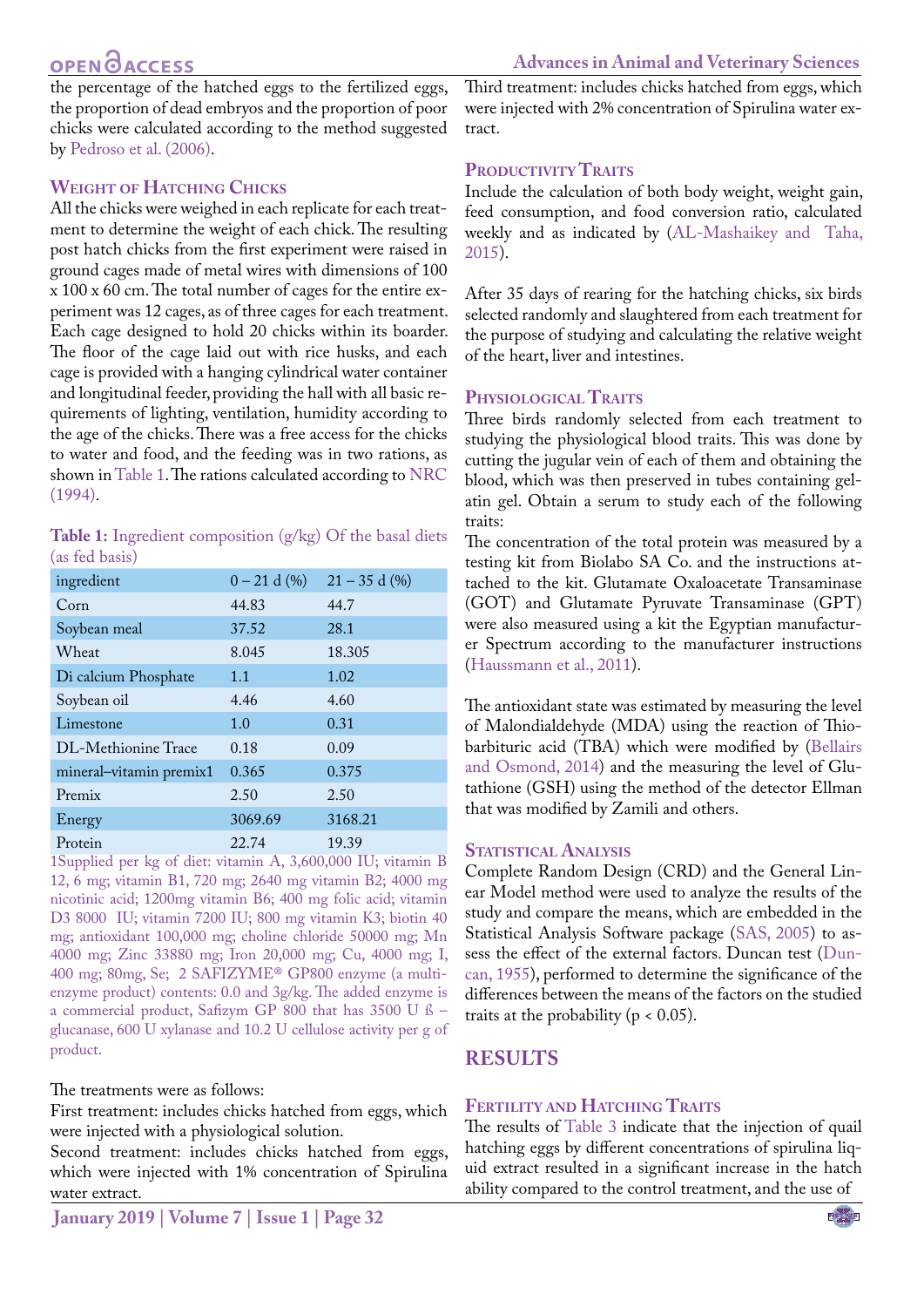the percentage of the hatched eggs to the fertilized eggs, the proportion of dead embryos and the proportion of poor chicks were calculated according to the method suggested by Pedroso et al. (2006).

### Weight of Hatching Chicks

All the chicks were weighed in each replicate for each treatment to determine the weight of each chick. The resulting post hatch chicks from the first experiment were raised in ground cages made of metal wires with dimensions of 100 x 100 x 60 cm. The total number of cages for the entire experiment was 12 cages, as of three cages for each treatment. Each cage designed to hold 20 chicks within its boarder. The floor of the cage laid out with rice husks, and each cage is provided with a hanging cylindrical water container and longitudinal feeder, providing the hall with all basic requirements of lighting, ventilation, humidity according to the age of the chicks. There was a free access for the chicks to water and food, and the feeding was in two rations, as shown in Table 1. The rations calculated according to NRC (1994).

**Table 1:** Ingredient composition (g/kg) Of the basal diets (as fed basis)

| ingredient | 0 – 21 d (%) | 21 – 35 d (%) |
|---|---|---|
| Corn | 44.83 | 44.7 |
| Soybean meal | 37.52 | 28.1 |
| Wheat | 8.045 | 18.305 |
| Di calcium Phosphate | 1.1 | 1.02 |
| Soybean oil | 4.46 | 4.60 |
| Limestone | 1.0 | 0.31 |
| DL-Methionine Trace | 0.18 | 0.09 |
| mineral–vitamin premix1 | 0.365 | 0.375 |
| Premix | 2.50 | 2.50 |
| Energy | 3069.69 | 3168.21 |
| Protein | 22.74 | 19.39 |

1Supplied per kg of diet: vitamin A, 3,600,000 IU; vitamin B 12, 6 mg; vitamin B1, 720 mg; 2640 mg vitamin B2; 4000 mg nicotinic acid; 1200mg vitamin B6; 400 mg folic acid; vitamin D3 8000 IU; vitamin 7200 IU; 800 mg vitamin K3; biotin 40 mg; antioxidant 100,000 mg; choline chloride 50000 mg; Mn 4000 mg; Zinc 33880 mg; Iron 20,000 mg; Cu, 4000 mg; I, 400 mg; 80mg, Se; 2 SAFIZYME® GP800 enzyme (a multi-enzyme product) contents: 0.0 and 3g/kg. The added enzyme is a commercial product, Safizym GP 800 that has 3500 U ß – glucanase, 600 U xylanase and 10.2 U cellulose activity per g of product.

The treatments were as follows:

First treatment: includes chicks hatched from eggs, which were injected with a physiological solution.

Second treatment: includes chicks hatched from eggs, which were injected with 1% concentration of Spirulina water extract.

Third treatment: includes chicks hatched from eggs, which were injected with 2% concentration of Spirulina water extract.

### Productivity Traits

Include the calculation of both body weight, weight gain, feed consumption, and food conversion ratio, calculated weekly and as indicated by (AL-Mashaikey and Taha, 2015).

After 35 days of rearing for the hatching chicks, six birds selected randomly and slaughtered from each treatment for the purpose of studying and calculating the relative weight of the heart, liver and intestines.

### Physiological Traits

Three birds randomly selected from each treatment to studying the physiological blood traits. This was done by cutting the jugular vein of each of them and obtaining the blood, which was then preserved in tubes containing gelatin gel. Obtain a serum to study each of the following traits:

The concentration of the total protein was measured by a testing kit from Biolabo SA Co. and the instructions attached to the kit. Glutamate Oxaloacetate Transaminase (GOT) and Glutamate Pyruvate Transaminase (GPT) were also measured using a kit the Egyptian manufacturer Spectrum according to the manufacturer instructions (Haussmann et al., 2011).

The antioxidant state was estimated by measuring the level of Malondialdehyde (MDA) using the reaction of Thiobarbituric acid (TBA) which were modified by (Bellairs and Osmond, 2014) and the measuring the level of Glutathione (GSH) using the method of the detector Ellman that was modified by Zamili and others.

### Statistical Analysis

Complete Random Design (CRD) and the General Linear Model method were used to analyze the results of the study and compare the means, which are embedded in the Statistical Analysis Software package (SAS, 2005) to assess the effect of the external factors. Duncan test (Duncan, 1955), performed to determine the significance of the differences between the means of the factors on the studied traits at the probability ($p < 0.05$).

## RESULTS

### Fertility and Hatching Traits

The results of Table 3 indicate that the injection of quail hatching eggs by different concentrations of spirulina liquid extract resulted in a significant increase in the hatch ability compared to the control treatment, and the use of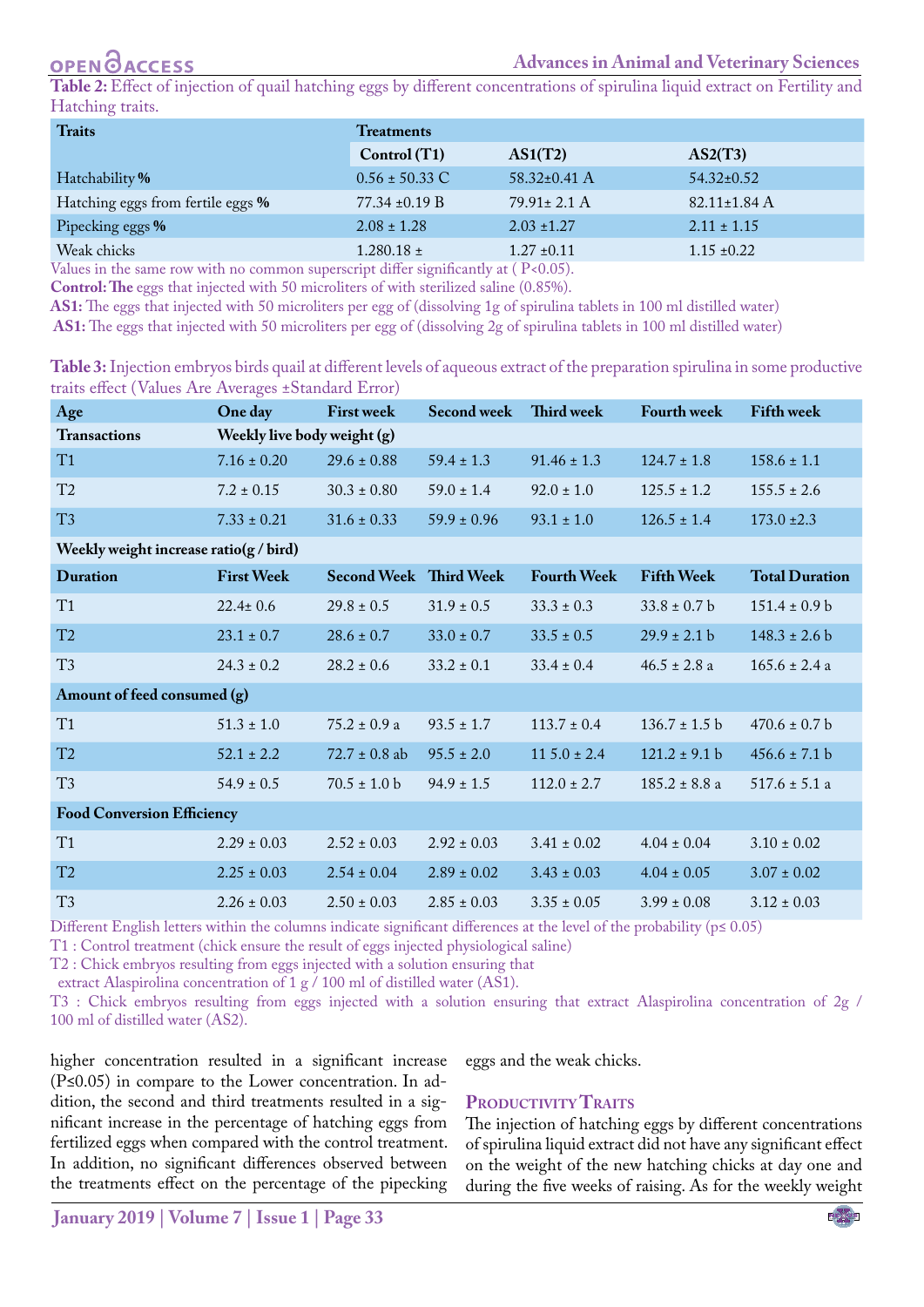**Table 2:** Effect of injection of quail hatching eggs by different concentrations of spirulina liquid extract on Fertility and Hatching traits.

| Traits | Treatments | | |
|---|---|---|---|
| | Control (T1) | AS1(T2) | AS2(T3) |
| Hatchability % | 0.56 ± 50.33 C | 58.32±0.41 A | 54.32±0.52 |
| Hatching eggs from fertile eggs % | 77.34 ±0.19 B | 79.91± 2.1 A | 82.11±1.84 A |
| Pipecking eggs % | 2.08 ± 1.28 | 2.03 ±1.27 | 2.11 ± 1.15 |
| Weak chicks | 1.280.18 ± | 1.27 ±0.11 | 1.15 ±0.22 |

Values in the same row with no common superscript differ significantly at ( P<0.05).

**Control: The** eggs that injected with 50 microliters of with sterilized saline (0.85%).

**AS1:** The eggs that injected with 50 microliters per egg of (dissolving 1g of spirulina tablets in 100 ml distilled water)

**AS1:** The eggs that injected with 50 microliters per egg of (dissolving 2g of spirulina tablets in 100 ml distilled water)

**Table 3:** Injection embryos birds quail at different levels of aqueous extract of the preparation spirulina in some productive traits effect (Values Are Averages ±Standard Error)

| Age | One day | First week | Second week | Third week | Fourth week | Fifth week |
|---|---|---|---|---|---|---|
| **Transactions** | **Weekly live body weight (g)** | | | | | |
| T1 | 7.16 ± 0.20 | 29.6 ± 0.88 | 59.4 ± 1.3 | 91.46 ± 1.3 | 124.7 ± 1.8 | 158.6 ± 1.1 |
| T2 | 7.2 ± 0.15 | 30.3 ± 0.80 | 59.0 ± 1.4 | 92.0 ± 1.0 | 125.5 ± 1.2 | 155.5 ± 2.6 |
| T3 | 7.33 ± 0.21 | 31.6 ± 0.33 | 59.9 ± 0.96 | 93.1 ± 1.0 | 126.5 ± 1.4 | 173.0 ±2.3 |
| **Weekly weight increase ratio(g / bird)** | | | | | | |
| **Duration** | **First Week** | **Second Week** | **Third Week** | **Fourth Week** | **Fifth Week** | **Total Duration** |
| T1 | 22.4± 0.6 | 29.8 ± 0.5 | 31.9 ± 0.5 | 33.3 ± 0.3 | 33.8 ± 0.7 b | 151.4 ± 0.9 b |
| T2 | 23.1 ± 0.7 | 28.6 ± 0.7 | 33.0 ± 0.7 | 33.5 ± 0.5 | 29.9 ± 2.1 b | 148.3 ± 2.6 b |
| T3 | 24.3 ± 0.2 | 28.2 ± 0.6 | 33.2 ± 0.1 | 33.4 ± 0.4 | 46.5 ± 2.8 a | 165.6 ± 2.4 a |
| **Amount of feed consumed (g)** | | | | | | |
| T1 | 51.3 ± 1.0 | 75.2 ± 0.9 a | 93.5 ± 1.7 | 113.7 ± 0.4 | 136.7 ± 1.5 b | 470.6 ± 0.7 b |
| T2 | 52.1 ± 2.2 | 72.7 ± 0.8 ab | 95.5 ± 2.0 | 11 5.0 ± 2.4 | 121.2 ± 9.1 b | 456.6 ± 7.1 b |
| T3 | 54.9 ± 0.5 | 70.5 ± 1.0 b | 94.9 ± 1.5 | 112.0 ± 2.7 | 185.2 ± 8.8 a | 517.6 ± 5.1 a |
| **Food Conversion Efficiency** | | | | | | |
| T1 | 2.29 ± 0.03 | 2.52 ± 0.03 | 2.92 ± 0.03 | 3.41 ± 0.02 | 4.04 ± 0.04 | 3.10 ± 0.02 |
| T2 | 2.25 ± 0.03 | 2.54 ± 0.04 | 2.89 ± 0.02 | 3.43 ± 0.03 | 4.04 ± 0.05 | 3.07 ± 0.02 |
| T3 | 2.26 ± 0.03 | 2.50 ± 0.03 | 2.85 ± 0.03 | 3.35 ± 0.05 | 3.99 ± 0.08 | 3.12 ± 0.03 |

Different English letters within the columns indicate significant differences at the level of the probability (p≤ 0.05)

T1 : Control treatment (chick ensure the result of eggs injected physiological saline)

T2 : Chick embryos resulting from eggs injected with a solution ensuring that extract Alaspirolina concentration of 1 g / 100 ml of distilled water (AS1).

T3 : Chick embryos resulting from eggs injected with a solution ensuring that extract Alaspirolina concentration of 2g / 100 ml of distilled water (AS2).

higher concentration resulted in a significant increase (P≤0.05) in compare to the Lower concentration. In addition, the second and third treatments resulted in a significant increase in the percentage of hatching eggs from fertilized eggs when compared with the control treatment. In addition, no significant differences observed between the treatments effect on the percentage of the pipecking eggs and the weak chicks.

## Productivity Traits

The injection of hatching eggs by different concentrations of spirulina liquid extract did not have any significant effect on the weight of the new hatching chicks at day one and during the five weeks of raising. As for the weekly weight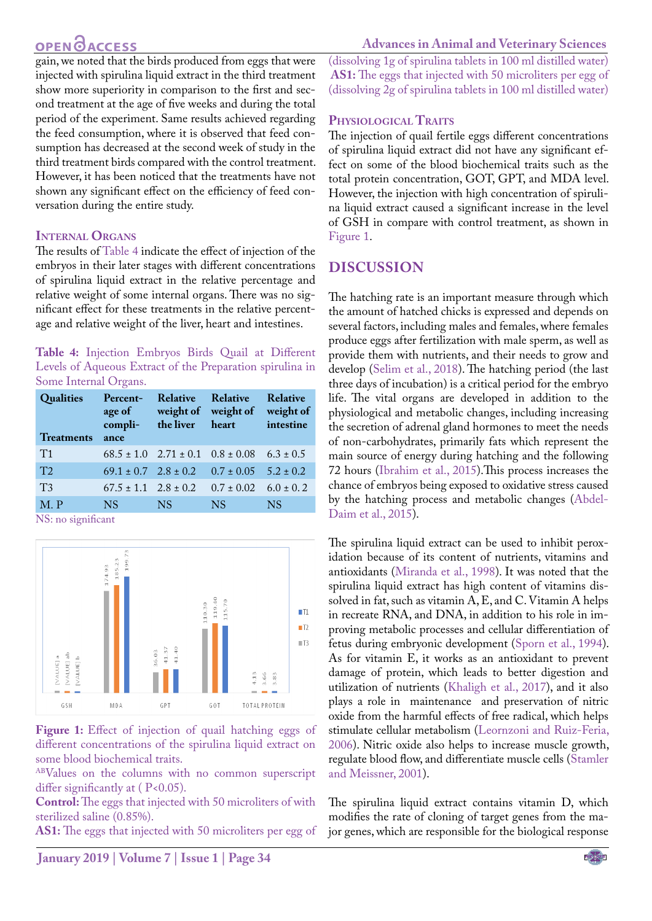gain, we noted that the birds produced from eggs that were injected with spirulina liquid extract in the third treatment show more superiority in comparison to the first and second treatment at the age of five weeks and during the total period of the experiment. Same results achieved regarding the feed consumption, where it is observed that feed consumption has decreased at the second week of study in the third treatment birds compared with the control treatment. However, it has been noticed that the treatments have not shown any significant effect on the efficiency of feed conversation during the entire study.

### Internal Organs

The results of Table 4 indicate the effect of injection of the embryos in their later stages with different concentrations of spirulina liquid extract in the relative percentage and relative weight of some internal organs. There was no significant effect for these treatments in the relative percentage and relative weight of the liver, heart and intestines.

**Table 4:** Injection Embryos Birds Quail at Different Levels of Aqueous Extract of the Preparation spirulina in Some Internal Organs.

| Qualities / Treatments | Percentage of compliance | Relative weight of the liver | Relative weight of heart | Relative weight of intestine |
|---|---|---|---|---|
| T1 | 68.5 ± 1.0 | 2.71 ± 0.1 | 0.8 ± 0.08 | 6.3 ± 0.5 |
| T2 | 69.1 ± 0.7 | 2.8 ± 0.2 | 0.7 ± 0.05 | 5.2 ± 0.2 |
| T3 | 67.5 ± 1.1 | 2.8 ± 0.2 | 0.7 ± 0.02 | 6.0 ± 0. 2 |
| M. P | NS | NS | NS | NS |

NS: no significant

**Figure 1:** Effect of injection of quail hatching eggs of different concentrations of the spirulina liquid extract on some blood biochemical traits.

ABValues on the columns with no common superscript differ significantly at ( P<0.05).

**Control:** The eggs that injected with 50 microliters of with sterilized saline (0.85%).

**AS1:** The eggs that injected with 50 microliters per egg of (dissolving 1g of spirulina tablets in 100 ml distilled water)

**AS1:** The eggs that injected with 50 microliters per egg of (dissolving 2g of spirulina tablets in 100 ml distilled water)

### Physiological Traits

The injection of quail fertile eggs different concentrations of spirulina liquid extract did not have any significant effect on some of the blood biochemical traits such as the total protein concentration, GOT, GPT, and MDA level. However, the injection with high concentration of spirulina liquid extract caused a significant increase in the level of GSH in compare with control treatment, as shown in Figure 1.

## DISCUSSION

The hatching rate is an important measure through which the amount of hatched chicks is expressed and depends on several factors, including males and females, where females produce eggs after fertilization with male sperm, as well as provide them with nutrients, and their needs to grow and develop (Selim et al., 2018). The hatching period (the last three days of incubation) is a critical period for the embryo life. The vital organs are developed in addition to the physiological and metabolic changes, including increasing the secretion of adrenal gland hormones to meet the needs of non-carbohydrates, primarily fats which represent the main source of energy during hatching and the following 72 hours (Ibrahim et al., 2015).This process increases the chance of embryos being exposed to oxidative stress caused by the hatching process and metabolic changes (Abdel-Daim et al., 2015).

The spirulina liquid extract can be used to inhibit peroxidation because of its content of nutrients, vitamins and antioxidants (Miranda et al., 1998). It was noted that the spirulina liquid extract has high content of vitamins dissolved in fat, such as vitamin A, E, and C. Vitamin A helps in recreate RNA, and DNA, in addition to his role in improving metabolic processes and cellular differentiation of fetus during embryonic development (Sporn et al., 1994). As for vitamin E, it works as an antioxidant to prevent damage of protein, which leads to better digestion and utilization of nutrients (Khaligh et al., 2017), and it also plays a role in maintenance and preservation of nitric oxide from the harmful effects of free radical, which helps stimulate cellular metabolism (Leornzoni and Ruiz-Feria, 2006). Nitric oxide also helps to increase muscle growth, regulate blood flow, and differentiate muscle cells (Stamler and Meissner, 2001).

The spirulina liquid extract contains vitamin D, which modifies the rate of cloning of target genes from the major genes, which are responsible for the biological response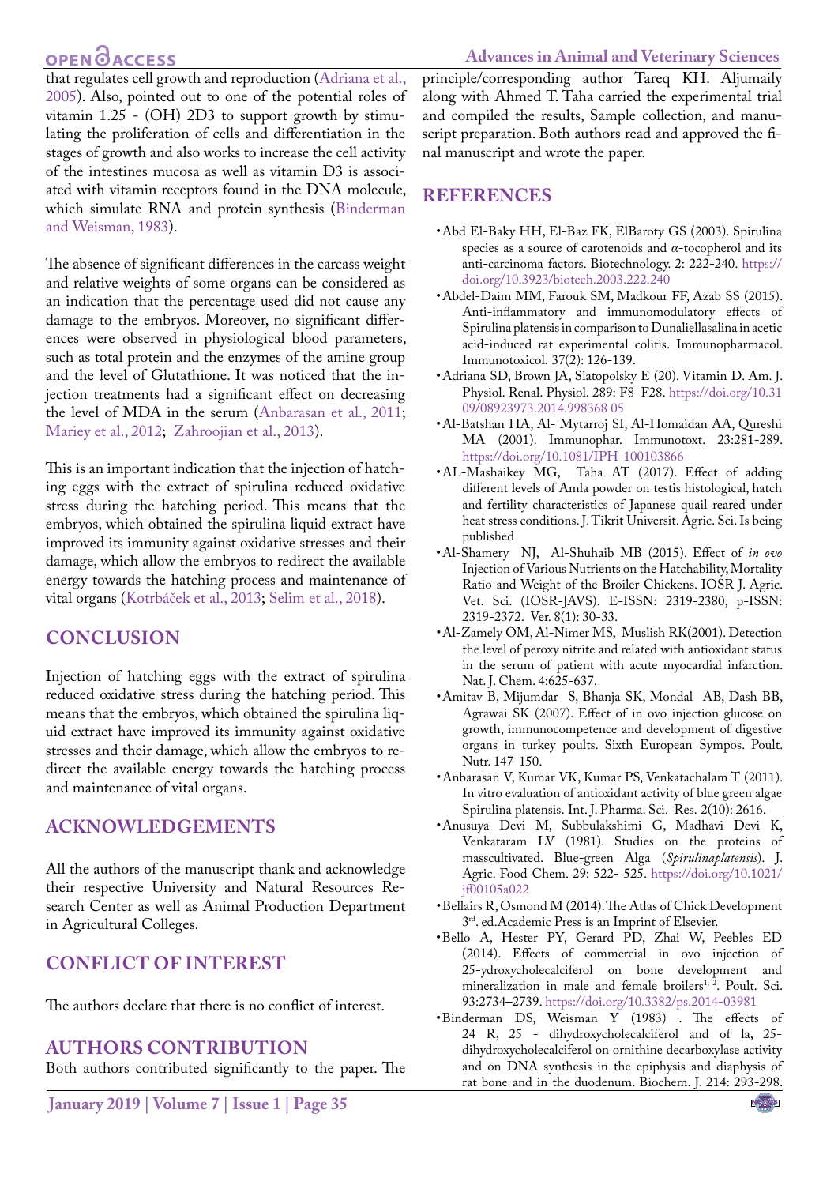that regulates cell growth and reproduction (Adriana et al., 2005). Also, pointed out to one of the potential roles of vitamin 1.25 - (OH) 2D3 to support growth by stimulating the proliferation of cells and differentiation in the stages of growth and also works to increase the cell activity of the intestines mucosa as well as vitamin D3 is associated with vitamin receptors found in the DNA molecule, which simulate RNA and protein synthesis (Binderman and Weisman, 1983).

The absence of significant differences in the carcass weight and relative weights of some organs can be considered as an indication that the percentage used did not cause any damage to the embryos. Moreover, no significant differences were observed in physiological blood parameters, such as total protein and the enzymes of the amine group and the level of Glutathione. It was noticed that the injection treatments had a significant effect on decreasing the level of MDA in the serum (Anbarasan et al., 2011; Mariey et al., 2012; Zahroojian et al., 2013).

This is an important indication that the injection of hatching eggs with the extract of spirulina reduced oxidative stress during the hatching period. This means that the embryos, which obtained the spirulina liquid extract have improved its immunity against oxidative stresses and their damage, which allow the embryos to redirect the available energy towards the hatching process and maintenance of vital organs (Kotrbáček et al., 2013; Selim et al., 2018).

## CONCLUSION

Injection of hatching eggs with the extract of spirulina reduced oxidative stress during the hatching period. This means that the embryos, which obtained the spirulina liquid extract have improved its immunity against oxidative stresses and their damage, which allow the embryos to redirect the available energy towards the hatching process and maintenance of vital organs.

## ACKNOWLEDGEMENTS

All the authors of the manuscript thank and acknowledge their respective University and Natural Resources Research Center as well as Animal Production Department in Agricultural Colleges.

## CONFLICT OF INTEREST

The authors declare that there is no conflict of interest.

## AUTHORS CONTRIBUTION

Both authors contributed significantly to the paper. The principle/corresponding author Tareq KH. Aljumaily along with Ahmed T. Taha carried the experimental trial and compiled the results, Sample collection, and manuscript preparation. Both authors read and approved the final manuscript and wrote the paper.

## REFERENCES

- Abd El-Baky HH, El-Baz FK, ElBaroty GS (2003). Spirulina species as a source of carotenoids and α-tocopherol and its anti-carcinoma factors. Biotechnology. 2: 222-240. https://doi.org/10.3923/biotech.2003.222.240
- Abdel-Daim MM, Farouk SM, Madkour FF, Azab SS (2015). Anti-inflammatory and immunomodulatory effects of Spirulina platensis in comparison to Dunaliellasalina in acetic acid-induced rat experimental colitis. Immunopharmacol. Immunotoxicol. 37(2): 126-139.
- Adriana SD, Brown JA, Slatopolsky E (20). Vitamin D. Am. J. Physiol. Renal. Physiol. 289: F8–F28. https://doi.org/10.3109/08923973.2014.998368 05
- Al-Batshan HA, Al- Mytarroj SI, Al-Homaidan AA, Qureshi MA (2001). Immunophar. Immunotoxt. 23:281-289. https://doi.org/10.1081/IPH-100103866
- AL-Mashaikey MG, Taha AT (2017). Effect of adding different levels of Amla powder on testis histological, hatch and fertility characteristics of Japanese quail reared under heat stress conditions. J. Tikrit Universit. Agric. Sci. Is being published
- Al-Shamery NJ, Al-Shuhaib MB (2015). Effect of *in ovo* Injection of Various Nutrients on the Hatchability, Mortality Ratio and Weight of the Broiler Chickens. IOSR J. Agric. Vet. Sci. (IOSR-JAVS). E-ISSN: 2319-2380, p-ISSN: 2319-2372. Ver. 8(1): 30-33.
- Al-Zamely OM, Al-Nimer MS, Muslish RK(2001). Detection the level of peroxy nitrite and related with antioxidant status in the serum of patient with acute myocardial infarction. Nat. J. Chem. 4:625-637.
- Amitav B, Mijumdar S, Bhanja SK, Mondal AB, Dash BB, Agrawai SK (2007). Effect of in ovo injection glucose on growth, immunocompetence and development of digestive organs in turkey poults. Sixth European Sympos. Poult. Nutr. 147-150.
- Anbarasan V, Kumar VK, Kumar PS, Venkatachalam T (2011). In vitro evaluation of antioxidant activity of blue green algae Spirulina platensis. Int. J. Pharma. Sci. Res. 2(10): 2616.
- Anusuya Devi M, Subbulakshimi G, Madhavi Devi K, Venkataram LV (1981). Studies on the proteins of masscultivated. Blue-green Alga (*Spirulinaplatensis*). J. Agric. Food Chem. 29: 522- 525. https://doi.org/10.1021/jf00105a022
- Bellairs R, Osmond M (2014). The Atlas of Chick Development 3rd. ed. Academic Press is an Imprint of Elsevier.
- Bello A, Hester PY, Gerard PD, Zhai W, Peebles ED (2014). Effects of commercial in ovo injection of 25-ydroxycholecalciferol on bone development and mineralization in male and female broilers[1, 2]. Poult. Sci. 93:2734–2739. https://doi.org/10.3382/ps.2014-03981
- Binderman DS, Weisman Y (1983) . The effects of 24 R, 25 - dihydroxycholecalciferol and of la, 25-dihydroxycholecalciferol on ornithine decarboxylase activity and on DNA synthesis in the epiphysis and diaphysis of rat bone and in the duodenum. Biochem. J. 214: 293-298.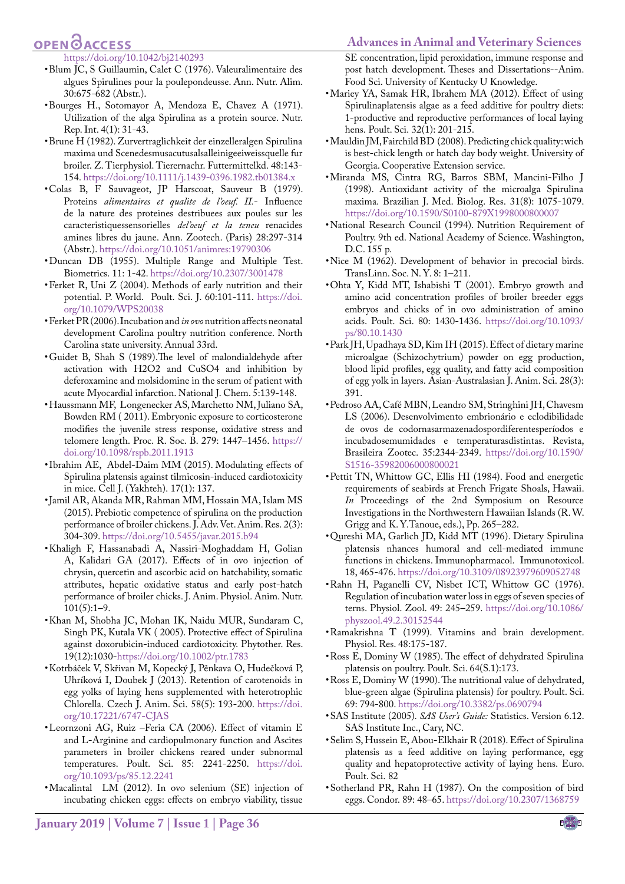https://doi.org/10.1042/bj2140293

- Blum JC, S Guillaumin, Calet C (1976). Valeuralimentaire des algues Spirulines pour la poulepondeusse. Ann. Nutr. Alim. 30:675-682 (Abstr.).
- Bourges H., Sotomayor A, Mendoza E, Chavez A (1971). Utilization of the alga Spirulina as a protein source. Nutr. Rep. Int. 4(1): 31-43.
- Brune H (1982). Zurvertraglichkeit der einzelleralgen Spirulina maxima und Scenedesmusacutusalsalleinigeeiweissquelle fur broiler. Z. Tierphysiol. Tierernachr. Futtermittelkd. 48:143-154. https://doi.org/10.1111/j.1439-0396.1982.tb01384.x
- Colas B, F Sauvageot, JP Harscoat, Sauveur B (1979). Proteins *alimentaires et qualite de l'oeuf. II.*- Influence de la nature des proteines destribuees aux poules sur les caracteristiquessensorielles *del'oeuf et la teneu* renacides amines libres du jaune. Ann. Zootech. (Paris) 28:297-314 (Abstr.). https://doi.org/10.1051/animres:19790306
- Duncan DB (1955). Multiple Range and Multiple Test. Biometrics. 11: 1-42. https://doi.org/10.2307/3001478
- Ferket R, Uni Z (2004). Methods of early nutrition and their potential. P. World. Poult. Sci. J. 60:101-111. https://doi.org/10.1079/WPS20038
- Ferket PR (2006). Incubation and *in ovo* nutrition affects neonatal development Carolina poultry nutrition conference. North Carolina state university. Annual 33rd.
- Guidet B, Shah S (1989).The level of malondialdehyde after activation with H2O2 and CuSO4 and inhibition by deferoxamine and molsidomine in the serum of patient with acute Myocardial infarction. National J. Chem. 5:139-148.
- Haussmann MF, Longenecker AS, Marchetto NM, Juliano SA, Bowden RM ( 2011). Embryonic exposure to corticosterone modifies the juvenile stress response, oxidative stress and telomere length. Proc. R. Soc. B. 279: 1447–1456. https://doi.org/10.1098/rspb.2011.1913
- Ibrahim AE, Abdel-Daim MM (2015). Modulating effects of Spirulina platensis against tilmicosin-induced cardiotoxicity in mice. Cell J. (Yakhteh). 17(1): 137.
- Jamil AR, Akanda MR, Rahman MM, Hossain MA, Islam MS (2015). Prebiotic competence of spirulina on the production performance of broiler chickens. J. Adv. Vet. Anim. Res. 2(3): 304-309. https://doi.org/10.5455/javar.2015.b94
- Khaligh F, Hassanabadi A, Nassiri-Moghaddam H, Golian A, Kalidari GA (2017). Effects of in ovo injection of chrysin, quercetin and ascorbic acid on hatchability, somatic attributes, hepatic oxidative status and early post-hatch performance of broiler chicks. J. Anim. Physiol. Anim. Nutr. 101(5):1–9.
- Khan M, Shobha JC, Mohan IK, Naidu MUR, Sundaram C, Singh PK, Kutala VK ( 2005). Protective effect of Spirulina against doxorubicin-induced cardiotoxicity. Phytother. Res. 19(12):1030-https://doi.org/10.1002/ptr.1783
- Kotrbáček V, Skřivan M, Kopecký J, Pěnkava O, Hudečková P, Uhríková I, Doubek J (2013). Retention of carotenoids in egg yolks of laying hens supplemented with heterotrophic Chlorella. Czech J. Anim. Sci. 58(5): 193-200. https://doi.org/10.17221/6747-CJAS
- Leornzoni AG, Ruiz –Feria CA (2006). Effect of vitamin E and L-Arginine and cardiopulmonary function and Ascites parameters in broiler chickens reared under subnormal temperatures. Poult. Sci. 85: 2241-2250. https://doi.org/10.1093/ps/85.12.2241
- Macalintal LM (2012). In ovo selenium (SE) injection of incubating chicken eggs: effects on embryo viability, tissue SE concentration, lipid peroxidation, immune response and post hatch development. Theses and Dissertations--Anim. Food Sci. University of Kentucky U Knowledge.
- Mariey YA, Samak HR, Ibrahem MA (2012). Effect of using Spirulinaplatensis algae as a feed additive for poultry diets: 1-productive and reproductive performances of local laying hens. Poult. Sci. 32(1): 201-215.
- Mauldin JM, Fairchild BD (2008). Predicting chick quality: wich is best-chick length or hatch day body weight. University of Georgia. Cooperative Extension service.
- Miranda MS, Cintra RG, Barros SBM, Mancini-Filho J (1998). Antioxidant activity of the microalga Spirulina maxima. Brazilian J. Med. Biolog. Res. 31(8): 1075-1079. https://doi.org/10.1590/S0100-879X1998000800007
- National Research Council (1994). Nutrition Requirement of Poultry. 9th ed. National Academy of Science. Washington, D.C. 155 p.
- Nice M (1962). Development of behavior in precocial birds. TransLinn. Soc. N. Y. 8: 1–211.
- Ohta Y, Kidd MT, Ishabishi T (2001). Embryo growth and amino acid concentration profiles of broiler breeder eggs embryos and chicks of in ovo administration of amino acids. Poult. Sci. 80: 1430-1436. https://doi.org/10.1093/ps/80.10.1430
- Park JH, Upadhaya SD, Kim IH (2015). Effect of dietary marine microalgae (Schizochytrium) powder on egg production, blood lipid profiles, egg quality, and fatty acid composition of egg yolk in layers. Asian-Australasian J. Anim. Sci. 28(3): 391.
- Pedroso AA, Café MBN, Leandro SM, Stringhini JH, Chavesm LS (2006). Desenvolvimento embrionário e eclodibilidade de ovos de codornasarmazenadospordiferentesperíodos e incubadosemumidades e temperaturasdistintas. Revista, Brasileira Zootec. 35:2344-2349. https://doi.org/10.1590/S1516-35982006000800021
- Pettit TN, Whittow GC, Ellis HI (1984). Food and energetic requirements of seabirds at French Frigate Shoals, Hawaii. *In* Proceedings of the 2nd Symposium on Resource Investigations in the Northwestern Hawaiian Islands (R. W. Grigg and K. Y. Tanoue, eds.), Pp. 265–282.
- Qureshi MA, Garlich JD, Kidd MT (1996). Dietary Spirulina platensis nhances humoral and cell-mediated immune functions in chickens. Immunopharmacol. Immunotoxicol. 18, 465-476. https://doi.org/10.3109/08923979609052748
- Rahn H, Paganelli CV, Nisbet ICT, Whittow GC (1976). Regulation of incubation water loss in eggs of seven species of terns. Physiol. Zool. 49: 245–259. https://doi.org/10.1086/physzool.49.2.30152544
- Ramakrishna T (1999). Vitamins and brain development. Physiol. Res. 48:175-187.
- Ross E, Dominy W (1985). The effect of dehydrated Spirulina platensis on poultry. Poult. Sci. 64(S.1):173.
- Ross E, Dominy W (1990). The nutritional value of dehydrated, blue-green algae (Spirulina platensis) for poultry. Poult. Sci. 69: 794-800. https://doi.org/10.3382/ps.0690794
- SAS Institute (2005). *SAS User's Guide:* Statistics. Version 6.12. SAS Institute Inc., Cary, NC.
- Selim S, Hussein E, Abou-Elkhair R (2018). Effect of Spirulina platensis as a feed additive on laying performance, egg quality and hepatoprotective activity of laying hens. Euro. Poult. Sci. 82
- Sotherland PR, Rahn H (1987). On the composition of bird eggs. Condor. 89: 48–65. https://doi.org/10.2307/1368759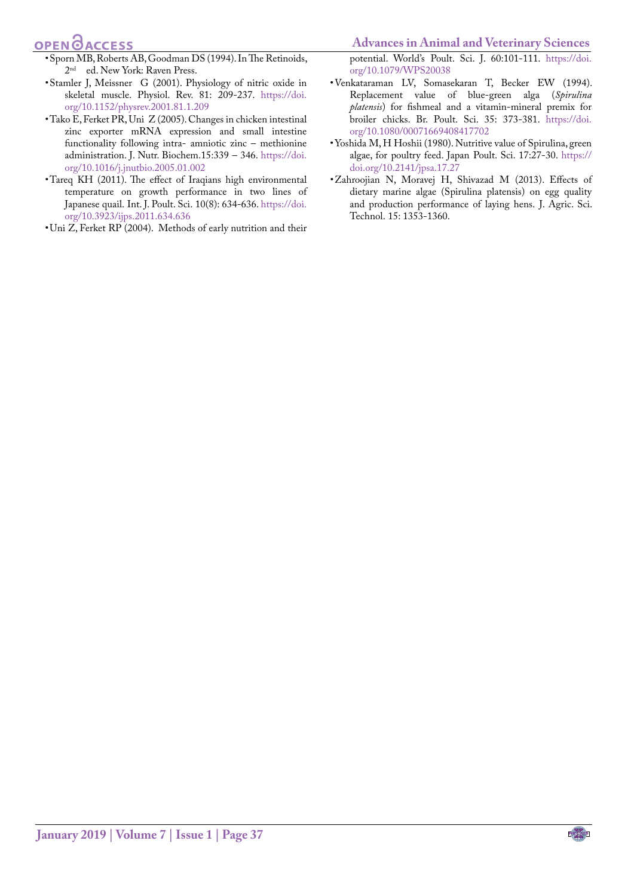- Sporn MB, Roberts AB, Goodman DS (1994). In The Retinoids, 2nd ed. New York: Raven Press.
- Stamler J, Meissner G (2001). Physiology of nitric oxide in skeletal muscle. Physiol. Rev. 81: 209-237. https://doi.org/10.1152/physrev.2001.81.1.209
- Tako E, Ferket PR, Uni Z (2005). Changes in chicken intestinal zinc exporter mRNA expression and small intestine functionality following intra- amniotic zinc – methionine administration. J. Nutr. Biochem.15:339 – 346. https://doi.org/10.1016/j.jnutbio.2005.01.002
- Tareq KH (2011). The effect of Iraqians high environmental temperature on growth performance in two lines of Japanese quail. Int. J. Poult. Sci. 10(8): 634-636. https://doi.org/10.3923/ijps.2011.634.636
- Uni Z, Ferket RP (2004). Methods of early nutrition and their potential. World's Poult. Sci. J. 60:101-111. https://doi.org/10.1079/WPS20038
- Venkataraman LV, Somasekaran T, Becker EW (1994). Replacement value of blue-green alga (*Spirulina platensis*) for fishmeal and a vitamin-mineral premix for broiler chicks. Br. Poult. Sci. 35: 373-381. https://doi.org/10.1080/00071669408417702
- Yoshida M, H Hoshii (1980). Nutritive value of Spirulina, green algae, for poultry feed. Japan Poult. Sci. 17:27-30. https://doi.org/10.2141/jpsa.17.27
- Zahroojian N, Moravej H, Shivazad M (2013). Effects of dietary marine algae (Spirulina platensis) on egg quality and production performance of laying hens. J. Agric. Sci. Technol. 15: 1353-1360.